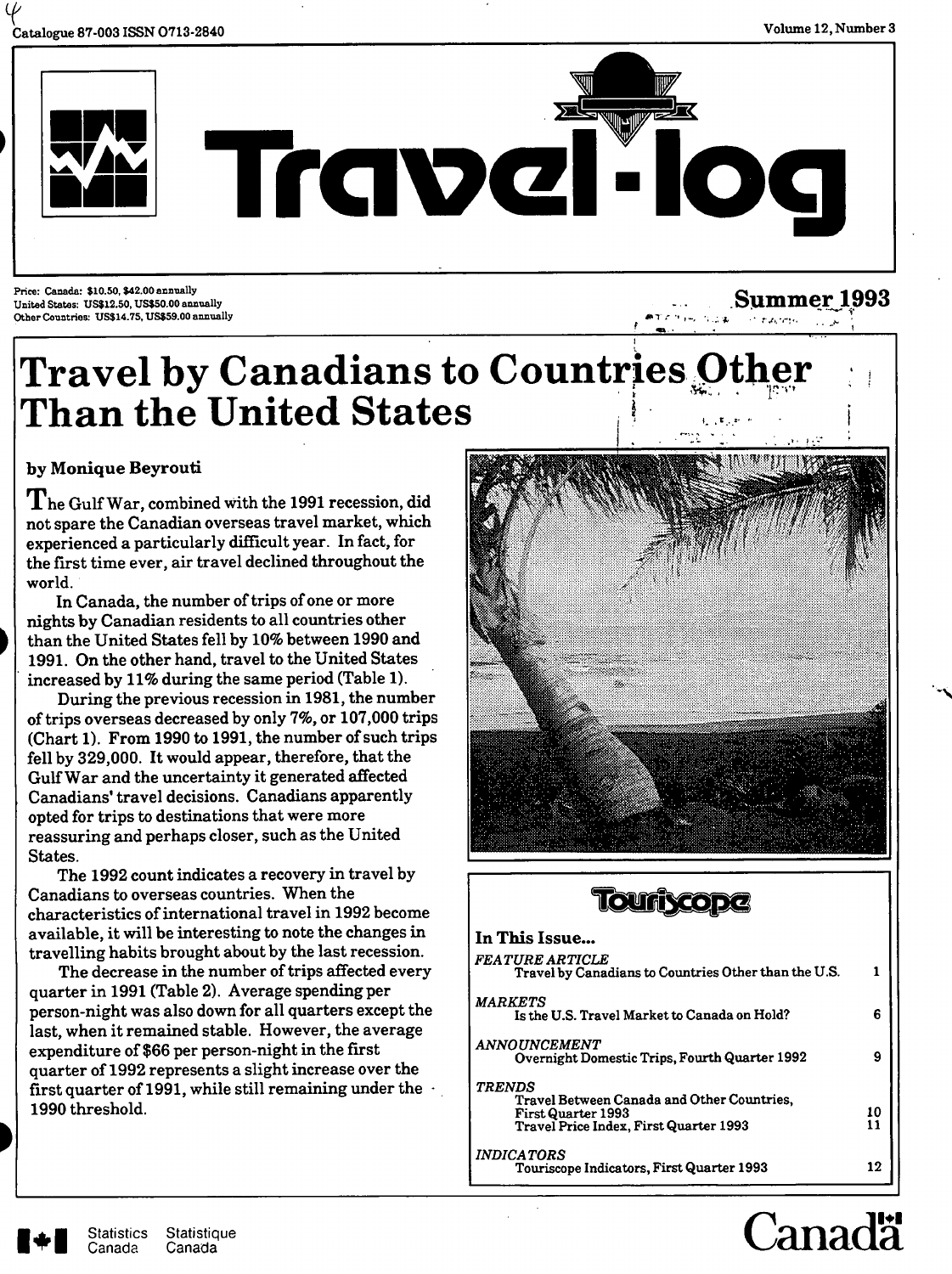Catalogue 87-003 ISSN 0713-2840

Volume 12, Number 3

# Travel-log

Price: Canada: $10.50, $42.00 annually
United States: US$12.50, US$50.00 annually
Other Countries: US$14.75, US$59.00 annually

**Summer 1993**

# Travel by Canadians to Countries Other Than the United States

**by Monique Beyrouti**

The Gulf War, combined with the 1991 recession, did not spare the Canadian overseas travel market, which experienced a particularly difficult year. In fact, for the first time ever, air travel declined throughout the world.

In Canada, the number of trips of one or more nights by Canadian residents to all countries other than the United States fell by 10% between 1990 and 1991. On the other hand, travel to the United States increased by 11% during the same period (Table 1).

During the previous recession in 1981, the number of trips overseas decreased by only 7%, or 107,000 trips (Chart 1). From 1990 to 1991, the number of such trips fell by 329,000. It would appear, therefore, that the Gulf War and the uncertainty it generated affected Canadians' travel decisions. Canadians apparently opted for trips to destinations that were more reassuring and perhaps closer, such as the United States.

The 1992 count indicates a recovery in travel by Canadians to overseas countries. When the characteristics of international travel in 1992 become available, it will be interesting to note the changes in travelling habits brought about by the last recession.

The decrease in the number of trips affected every quarter in 1991 (Table 2). Average spending per person-night was also down for all quarters except the last, when it remained stable. However, the average expenditure of $66 per person-night in the first quarter of 1992 represents a slight increase over the first quarter of 1991, while still remaining under the 1990 threshold.

## Touriscope

**In This Issue...**

*FEATURE ARTICLE*
Travel by Canadians to Countries Other than the U.S. — 1

*MARKETS*
Is the U.S. Travel Market to Canada on Hold? — 6

*ANNOUNCEMENT*
Overnight Domestic Trips, Fourth Quarter 1992 — 9

*TRENDS*
Travel Between Canada and Other Countries, First Quarter 1993 — 10
Travel Price Index, First Quarter 1993 — 11

*INDICATORS*
Touriscope Indicators, First Quarter 1993 — 12

Statistics Canada / Statistique Canada

Canada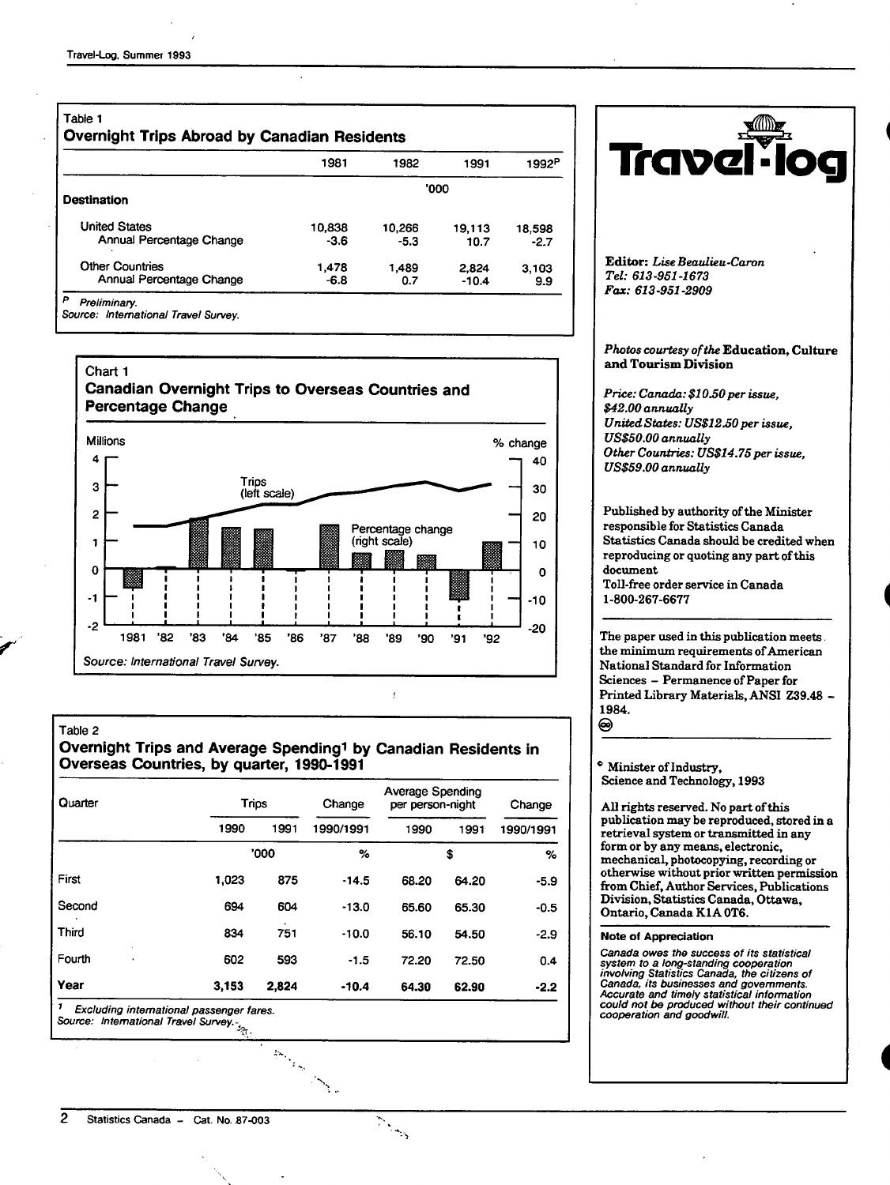**Table 1**
## Overnight Trips Abroad by Canadian Residents

| | 1981 | 1982 | 1991 | 1992[P] |
|---|---|---|---|---|
| | | '000 | | |
| **Destination** | | | | |
| United States | 10,838 | 10,266 | 19,113 | 18,598 |
| Annual Percentage Change | -3.6 | -5.3 | 10.7 | -2.7 |
| Other Countries | 1,478 | 1,489 | 2,824 | 3,103 |
| Annual Percentage Change | -6.8 | 0.7 | -10.4 | 9.9 |

[P] *Preliminary.*
Source: *International Travel Survey.*

**Chart 1**
## Canadian Overnight Trips to Overseas Countries and Percentage Change

Millions — % change

Trips (left scale)

Percentage change (right scale)

1981 '82 '83 '84 '85 '86 '87 '88 '89 '90 '91 '92

Source: *International Travel Survey.*

**Table 2**
## Overnight Trips and Average Spending[1] by Canadian Residents in Overseas Countries, by quarter, 1990-1991

| Quarter | Trips | | Change | Average Spending per person-night | | Change |
|---|---|---|---|---|---|---|
| | 1990 | 1991 | 1990/1991 | 1990 | 1991 | 1990/1991 |
| | '000 | | % | $ | | % |
| First | 1,023 | 875 | -14.5 | 68.20 | 64.20 | -5.9 |
| Second | 694 | 604 | -13.0 | 65.60 | 65.30 | -0.5 |
| Third | 834 | 751 | -10.0 | 56.10 | 54.50 | -2.9 |
| Fourth | 602 | 593 | -1.5 | 72.20 | 72.50 | 0.4 |
| **Year** | **3,153** | **2,824** | **-10.4** | **64.30** | **62.90** | **-2.2** |

[1] *Excluding international passenger fares.*
Source: *International Travel Survey.*

# Travel-log

**Editor:** *Lise Beaulieu-Caron*
*Tel: 613-951-1673*
*Fax: 613-951-2909*

*Photos courtesy of the* **Education, Culture and Tourism Division**

*Price: Canada: $10.50 per issue, $42.00 annually*
*United States: US$12.50 per issue, US$50.00 annually*
*Other Countries: US$14.75 per issue, US$59.00 annually*

Published by authority of the Minister responsible for Statistics Canada
Statistics Canada should be credited when reproducing or quoting any part of this document
Toll-free order service in Canada
1-800-267-6677

The paper used in this publication meets the minimum requirements of American National Standard for Information Sciences – Permanence of Paper for Printed Library Materials, ANSI Z39.48 – 1984.

© Minister of Industry, Science and Technology, 1993

All rights reserved. No part of this publication may be reproduced, stored in a retrieval system or transmitted in any form or by any means, electronic, mechanical, photocopying, recording or otherwise without prior written permission from Chief, Author Services, Publications Division, Statistics Canada, Ottawa, Ontario, Canada K1A 0T6.

**Note of Appreciation**

*Canada owes the success of its statistical system to a long-standing cooperation involving Statistics Canada, the citizens of Canada, its businesses and governments. Accurate and timely statistical information could not be produced without their continued cooperation and goodwill.*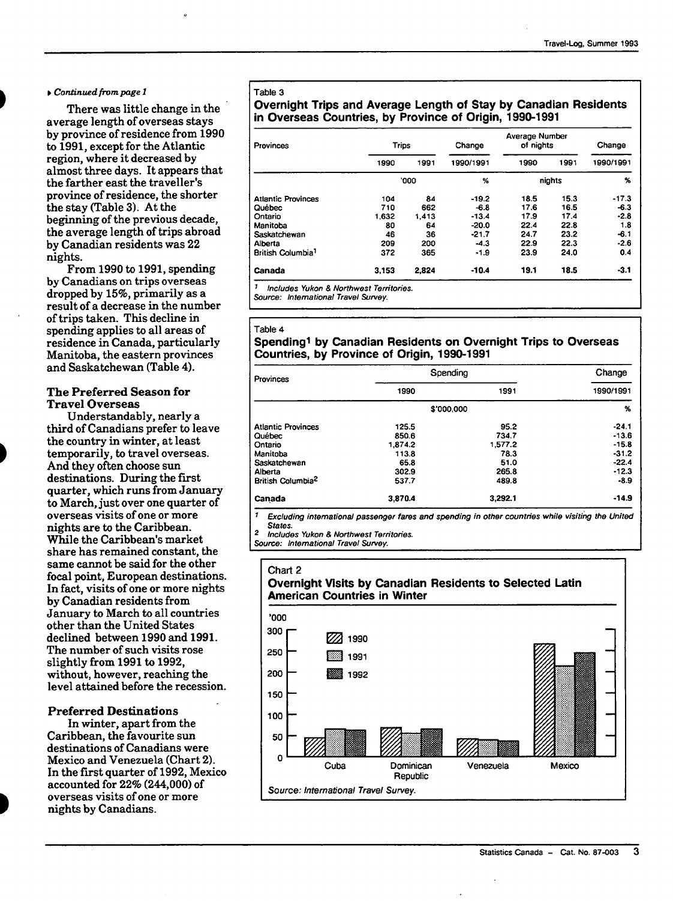▸ *Continued from page 1*

There was little change in the average length of overseas stays by province of residence from 1990 to 1991, except for the Atlantic region, where it decreased by almost three days. It appears that the farther east the traveller's province of residence, the shorter the stay (Table 3). At the beginning of the previous decade, the average length of trips abroad by Canadian residents was 22 nights.

From 1990 to 1991, spending by Canadians on trips overseas dropped by 15%, primarily as a result of a decrease in the number of trips taken. This decline in spending applies to all areas of residence in Canada, particularly Manitoba, the eastern provinces and Saskatchewan (Table 4).

### The Preferred Season for Travel Overseas

Understandably, nearly a third of Canadians prefer to leave the country in winter, at least temporarily, to travel overseas. And they often choose sun destinations. During the first quarter, which runs from January to March, just over one quarter of overseas visits of one or more nights are to the Caribbean. While the Caribbean's market share has remained constant, the same cannot be said for the other focal point, European destinations. In fact, visits of one or more nights by Canadian residents from January to March to all countries other than the United States declined between 1990 and 1991. The number of such visits rose slightly from 1991 to 1992, without, however, reaching the level attained before the recession.

### Preferred Destinations

In winter, apart from the Caribbean, the favourite sun destinations of Canadians were Mexico and Venezuela (Chart 2). In the first quarter of 1992, Mexico accounted for 22% (244,000) of overseas visits of one or more nights by Canadians.

Table 3

**Overnight Trips and Average Length of Stay by Canadian Residents in Overseas Countries, by Province of Origin, 1990-1991**

| Provinces | Trips | | Change | Average Number of nights | | Change |
|---|---|---|---|---|---|---|
| | 1990 | 1991 | 1990/1991 | 1990 | 1991 | 1990/1991 |
| | '000 | | % | nights | | % |
| Atlantic Provinces | 104 | 84 | -19.2 | 18.5 | 15.3 | -17.3 |
| Québec | 710 | 662 | -6.8 | 17.6 | 16.5 | -6.3 |
| Ontario | 1,632 | 1,413 | -13.4 | 17.9 | 17.4 | -2.8 |
| Manitoba | 80 | 64 | -20.0 | 22.4 | 22.8 | 1.8 |
| Saskatchewan | 46 | 36 | -21.7 | 24.7 | 23.2 | -6.1 |
| Alberta | 209 | 200 | -4.3 | 22.9 | 22.3 | -2.6 |
| British Columbia[1] | 372 | 365 | -1.9 | 23.9 | 24.0 | 0.4 |
| **Canada** | **3,153** | **2,824** | **-10.4** | **19.1** | **18.5** | **-3.1** |

[1] *Includes Yukon & Northwest Territories.*
*Source: International Travel Survey.*

Table 4

**Spending[1] by Canadian Residents on Overnight Trips to Overseas Countries, by Province of Origin, 1990-1991**

| Provinces | Spending | | Change |
|---|---|---|---|
| | 1990 | 1991 | 1990/1991 |
| | $'000,000 | | % |
| Atlantic Provinces | 125.5 | 95.2 | -24.1 |
| Québec | 850.6 | 734.7 | -13.6 |
| Ontario | 1,874.2 | 1,577.2 | -15.8 |
| Manitoba | 113.8 | 78.3 | -31.2 |
| Saskatchewan | 65.8 | 51.0 | -22.4 |
| Alberta | 302.9 | 265.8 | -12.3 |
| British Columbia[2] | 537.7 | 489.8 | -8.9 |
| **Canada** | **3,870.4** | **3,292.1** | **-14.9** |

[1] *Excluding international passenger fares and spending in other countries while visiting the United States.*
[2] *Includes Yukon & Northwest Territories.*
*Source: International Travel Survey.*

Chart 2

**Overnight Visits by Canadian Residents to Selected Latin American Countries in Winter**

*Source: International Travel Survey.*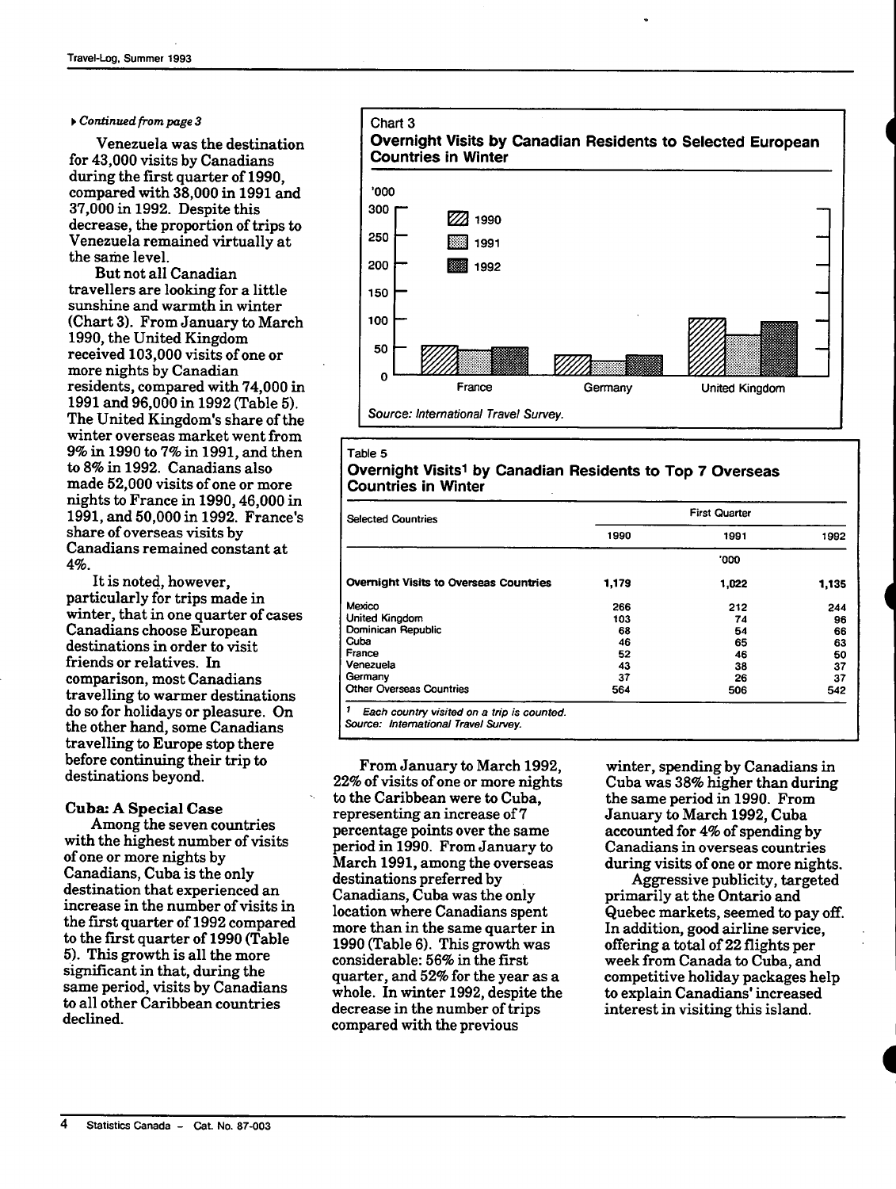*Continued from page 3*

Venezuela was the destination for 43,000 visits by Canadians during the first quarter of 1990, compared with 38,000 in 1991 and 37,000 in 1992. Despite this decrease, the proportion of trips to Venezuela remained virtually at the same level.

But not all Canadian travellers are looking for a little sunshine and warmth in winter (Chart 3). From January to March 1990, the United Kingdom received 103,000 visits of one or more nights by Canadian residents, compared with 74,000 in 1991 and 96,000 in 1992 (Table 5). The United Kingdom's share of the winter overseas market went from 9% in 1990 to 7% in 1991, and then to 8% in 1992. Canadians also made 52,000 visits of one or more nights to France in 1990, 46,000 in 1991, and 50,000 in 1992. France's share of overseas visits by Canadians remained constant at 4%.

It is noted, however, particularly for trips made in winter, that in one quarter of cases Canadians choose European destinations in order to visit friends or relatives. In comparison, most Canadians travelling to warmer destinations do so for holidays or pleasure. On the other hand, some Canadians travelling to Europe stop there before continuing their trip to destinations beyond.

Chart 3

**Overnight Visits by Canadian Residents to Selected European Countries in Winter**

'000

| | 1990 | 1991 | 1992 |
|---|---|---|---|
| France | 52 | 46 | 50 |
| Germany | 37 | 26 | 37 |
| United Kingdom | 103 | 74 | 96 |

*Source: International Travel Survey.*

Table 5

**Overnight Visits[1] by Canadian Residents to Top 7 Overseas Countries in Winter**

| Selected Countries | First Quarter | | |
|---|---|---|---|
| | 1990 | 1991 | 1992 |
| | | '000 | |
| **Overnight Visits to Overseas Countries** | **1,179** | **1,022** | **1,135** |
| Mexico | 266 | 212 | 244 |
| United Kingdom | 103 | 74 | 96 |
| Dominican Republic | 68 | 54 | 66 |
| Cuba | 46 | 65 | 63 |
| France | 52 | 46 | 50 |
| Venezuela | 43 | 38 | 37 |
| Germany | 37 | 26 | 37 |
| Other Overseas Countries | 564 | 506 | 542 |

[1] *Each country visited on a trip is counted.*
*Source: International Travel Survey.*

### Cuba: A Special Case

Among the seven countries with the highest number of visits of one or more nights by Canadians, Cuba is the only destination that experienced an increase in the number of visits in the first quarter of 1992 compared to the first quarter of 1990 (Table 5). This growth is all the more significant in that, during the same period, visits by Canadians to all other Caribbean countries declined.

From January to March 1992, 22% of visits of one or more nights to the Caribbean were to Cuba, representing an increase of 7 percentage points over the same period in 1990. From January to March 1991, among the overseas destinations preferred by Canadians, Cuba was the only location where Canadians spent more than in the same quarter in 1990 (Table 6). This growth was considerable: 56% in the first quarter, and 52% for the year as a whole. In winter 1992, despite the decrease in the number of trips compared with the previous winter, spending by Canadians in Cuba was 38% higher than during the same period in 1990. From January to March 1992, Cuba accounted for 4% of spending by Canadians in overseas countries during visits of one or more nights.

Aggressive publicity, targeted primarily at the Ontario and Quebec markets, seemed to pay off. In addition, good airline service, offering a total of 22 flights per week from Canada to Cuba, and competitive holiday packages help to explain Canadians' increased interest in visiting this island.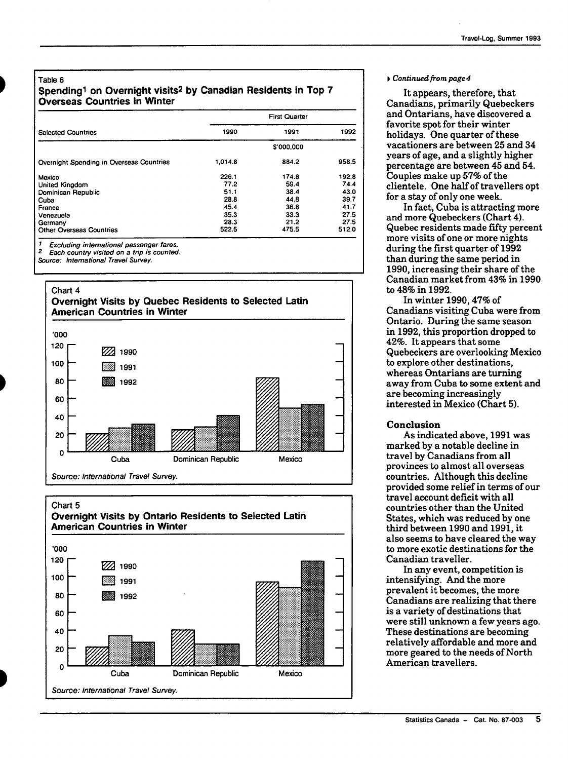Table 6

### Spending[1] on Overnight visits[2] by Canadian Residents in Top 7 Overseas Countries in Winter

| Selected Countries | First Quarter | | |
|---|---|---|---|
| | 1990 | 1991 | 1992 |
| | | $'000,000 | |
| Overnight Spending in Overseas Countries | 1,014.8 | 884.2 | 958.5 |
| Mexico | 226.1 | 174.8 | 192.8 |
| United Kingdom | 77.2 | 59.4 | 74.4 |
| Dominican Republic | 51.1 | 38.4 | 43.0 |
| Cuba | 28.8 | 44.8 | 39.7 |
| France | 45.4 | 36.8 | 41.7 |
| Venezuela | 35.3 | 33.3 | 27.5 |
| Germany | 28.3 | 21.2 | 27.5 |
| Other Overseas Countries | 522.5 | 475.5 | 512.0 |

1 *Excluding international passenger fares.*
2 *Each country visited on a trip is counted.*
*Source: International Travel Survey.*

Chart 4

### Overnight Visits by Quebec Residents to Selected Latin American Countries in Winter

*Source: International Travel Survey.*

Chart 5

### Overnight Visits by Ontario Residents to Selected Latin American Countries in Winter

*Source: International Travel Survey.*

*Continued from page 4*

It appears, therefore, that Canadians, primarily Quebeckers and Ontarians, have discovered a favorite spot for their winter holidays. One quarter of these vacationers are between 25 and 34 years of age, and a slightly higher percentage are between 45 and 54. Couples make up 57% of the clientele. One half of travellers opt for a stay of only one week.

In fact, Cuba is attracting more and more Quebeckers (Chart 4). Quebec residents made fifty percent more visits of one or more nights during the first quarter of 1992 than during the same period in 1990, increasing their share of the Canadian market from 43% in 1990 to 48% in 1992.

In winter 1990, 47% of Canadians visiting Cuba were from Ontario. During the same season in 1992, this proportion dropped to 42%. It appears that some Quebeckers are overlooking Mexico to explore other destinations, whereas Ontarians are turning away from Cuba to some extent and are becoming increasingly interested in Mexico (Chart 5).

### Conclusion

As indicated above, 1991 was marked by a notable decline in travel by Canadians from all provinces to almost all overseas countries. Although this decline provided some relief in terms of our travel account deficit with all countries other than the United States, which was reduced by one third between 1990 and 1991, it also seems to have cleared the way to more exotic destinations for the Canadian traveller.

In any event, competition is intensifying. And the more prevalent it becomes, the more Canadians are realizing that there is a variety of destinations that were still unknown a few years ago. These destinations are becoming relatively affordable and more and more geared to the needs of North American travellers.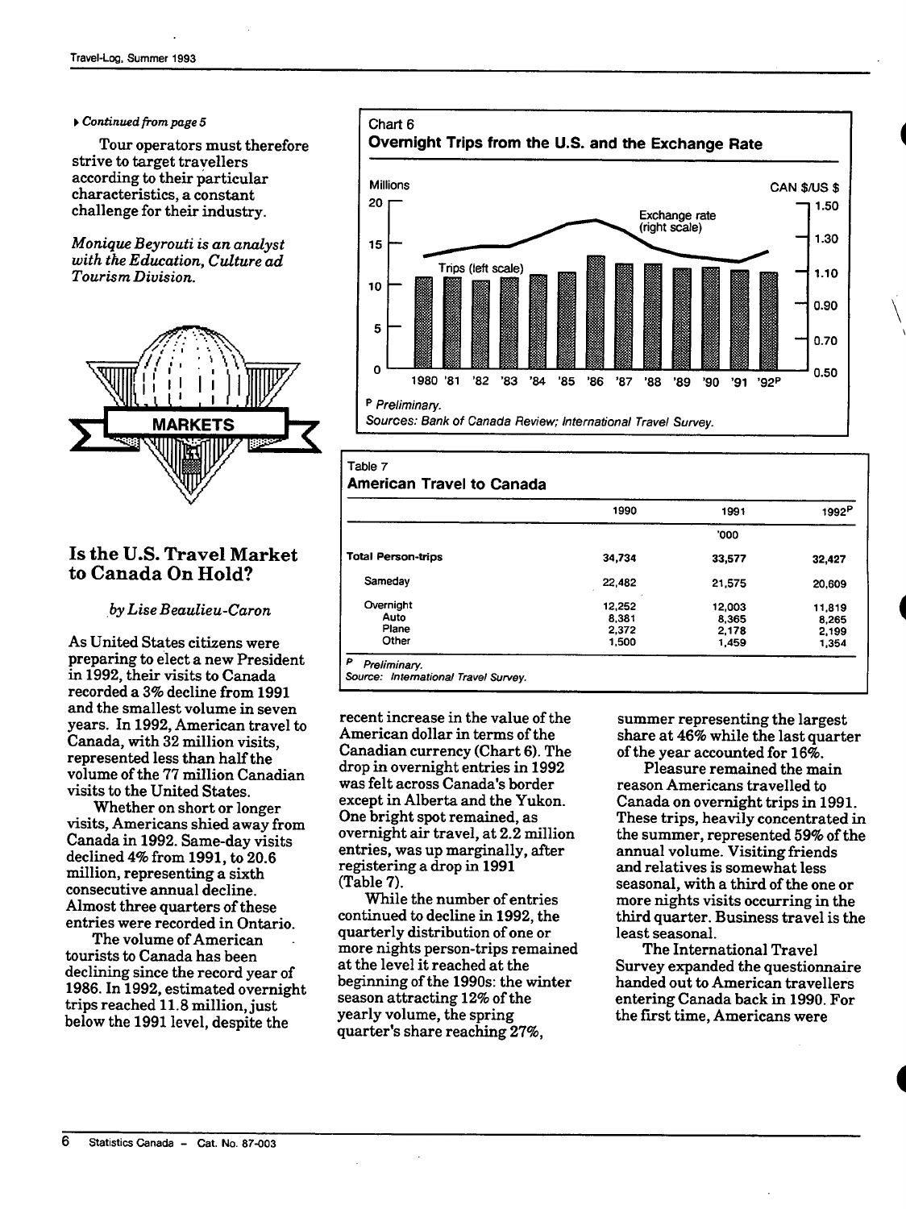▸ *Continued from page 5*

Tour operators must therefore strive to target travellers according to their particular characteristics, a constant challenge for their industry.

*Monique Beyrouti is an analyst with the Education, Culture ad Tourism Division.*

## Is the U.S. Travel Market to Canada On Hold?

*by Lise Beaulieu-Caron*

As United States citizens were preparing to elect a new President in 1992, their visits to Canada recorded a 3% decline from 1991 and the smallest volume in seven years. In 1992, American travel to Canada, with 32 million visits, represented less than half the volume of the 77 million Canadian visits to the United States.

Whether on short or longer visits, Americans shied away from Canada in 1992. Same-day visits declined 4% from 1991, to 20.6 million, representing a sixth consecutive annual decline. Almost three quarters of these entries were recorded in Ontario.

The volume of American tourists to Canada has been declining since the record year of 1986. In 1992, estimated overnight trips reached 11.8 million, just below the 1991 level, despite the recent increase in the value of the American dollar in terms of the Canadian currency (Chart 6). The drop in overnight entries in 1992 was felt across Canada's border except in Alberta and the Yukon. One bright spot remained, as overnight air travel, at 2.2 million entries, was up marginally, after registering a drop in 1991 (Table 7).

Chart 6
**Overnight Trips from the U.S. and the Exchange Rate**

P Preliminary.
Sources: Bank of Canada Review; International Travel Survey.

Table 7
**American Travel to Canada**

| | 1990 | 1991 | 1992[P] |
|---|---|---|---|
| | | '000 | |
| **Total Person-trips** | 34,734 | 33,577 | 32,427 |
| Sameday | 22,482 | 21,575 | 20,609 |
| Overnight | 12,252 | 12,003 | 11,819 |
| Auto | 8,381 | 8,365 | 8,265 |
| Plane | 2,372 | 2,178 | 2,199 |
| Other | 1,500 | 1,459 | 1,354 |

P Preliminary.
Source: International Travel Survey.

While the number of entries continued to decline in 1992, the quarterly distribution of one or more nights person-trips remained at the level it reached at the beginning of the 1990s: the winter season attracting 12% of the yearly volume, the spring quarter's share reaching 27%, summer representing the largest share at 46% while the last quarter of the year accounted for 16%.

Pleasure remained the main reason Americans travelled to Canada on overnight trips in 1991. These trips, heavily concentrated in the summer, represented 59% of the annual volume. Visiting friends and relatives is somewhat less seasonal, with a third of the one or more nights visits occurring in the third quarter. Business travel is the least seasonal.

The International Travel Survey expanded the questionnaire handed out to American travellers entering Canada back in 1990. For the first time, Americans were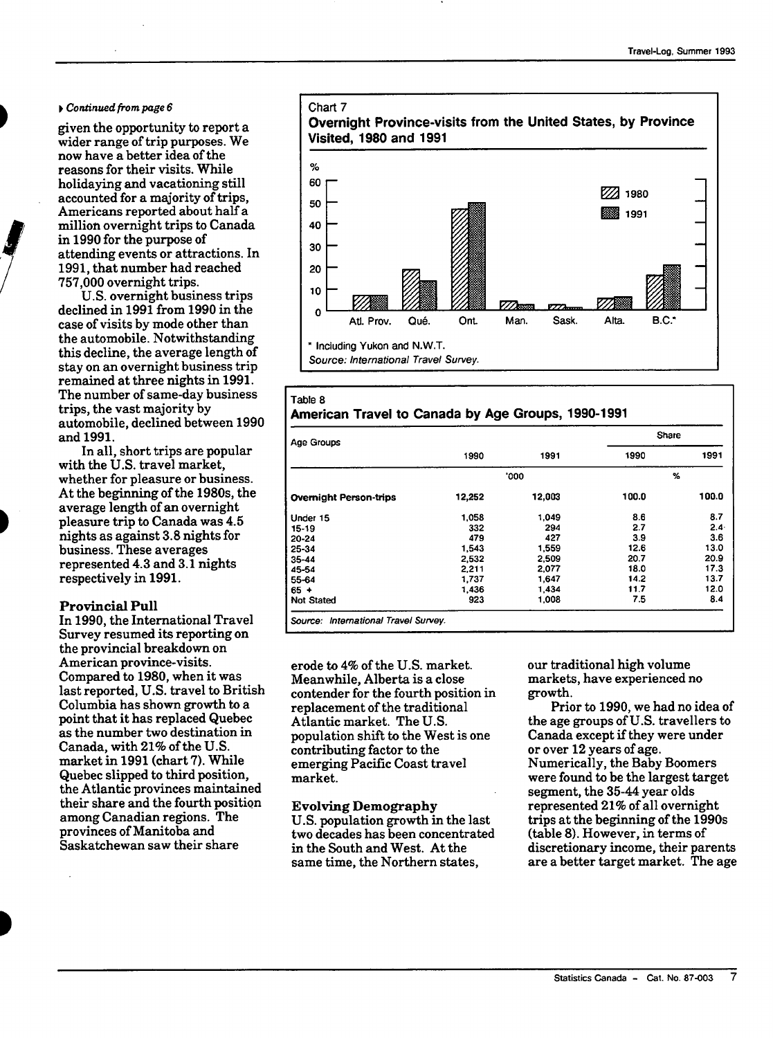▸ *Continued from page 6*

given the opportunity to report a wider range of trip purposes. We now have a better idea of the reasons for their visits. While holidaying and vacationing still accounted for a majority of trips, Americans reported about half a million overnight trips to Canada in 1990 for the purpose of attending events or attractions. In 1991, that number had reached 757,000 overnight trips.

U.S. overnight business trips declined in 1991 from 1990 in the case of visits by mode other than the automobile. Notwithstanding this decline, the average length of stay on an overnight business trip remained at three nights in 1991. The number of same-day business trips, the vast majority by automobile, declined between 1990 and 1991.

In all, short trips are popular with the U.S. travel market, whether for pleasure or business. At the beginning of the 1980s, the average length of an overnight pleasure trip to Canada was 4.5 nights as against 3.8 nights for business. These averages represented 4.3 and 3.1 nights respectively in 1991.

### Provincial Pull

In 1990, the International Travel Survey resumed its reporting on the provincial breakdown on American province-visits. Compared to 1980, when it was last reported, U.S. travel to British Columbia has shown growth to a point that it has replaced Quebec as the number two destination in Canada, with 21% of the U.S. market in 1991 (chart 7). While Quebec slipped to third position, the Atlantic provinces maintained their share and the fourth position among Canadian regions. The provinces of Manitoba and Saskatchewan saw their share erode to 4% of the U.S. market. Meanwhile, Alberta is a close contender for the fourth position in replacement of the traditional Atlantic market. The U.S. population shift to the West is one contributing factor to the emerging Pacific Coast travel market.

Chart 7

**Overnight Province-visits from the United States, by Province Visited, 1980 and 1991**

\* Including Yukon and N.W.T.

*Source: International Travel Survey.*

Table 8

**American Travel to Canada by Age Groups, 1990-1991**

| Age Groups | 1990 | 1991 | Share 1990 | Share 1991 |
|---|---|---|---|---|
| | '000 | | % | |
| **Overnight Person-trips** | 12,252 | 12,003 | 100.0 | 100.0 |
| Under 15 | 1,058 | 1,049 | 8.6 | 8.7 |
| 15-19 | 332 | 294 | 2.7 | 2.4 |
| 20-24 | 479 | 427 | 3.9 | 3.6 |
| 25-34 | 1,543 | 1,559 | 12.6 | 13.0 |
| 35-44 | 2,532 | 2,509 | 20.7 | 20.9 |
| 45-54 | 2,211 | 2,077 | 18.0 | 17.3 |
| 55-64 | 1,737 | 1,647 | 14.2 | 13.7 |
| 65 + | 1,436 | 1,434 | 11.7 | 12.0 |
| Not Stated | 923 | 1,008 | 7.5 | 8.4 |

*Source: International Travel Survey.*

### Evolving Demography

U.S. population growth in the last two decades has been concentrated in the South and West. At the same time, the Northern states, our traditional high volume markets, have experienced no growth.

Prior to 1990, we had no idea of the age groups of U.S. travellers to Canada except if they were under or over 12 years of age. Numerically, the Baby Boomers were found to be the largest target segment, the 35-44 year olds represented 21% of all overnight trips at the beginning of the 1990s (table 8). However, in terms of discretionary income, their parents are a better target market. The age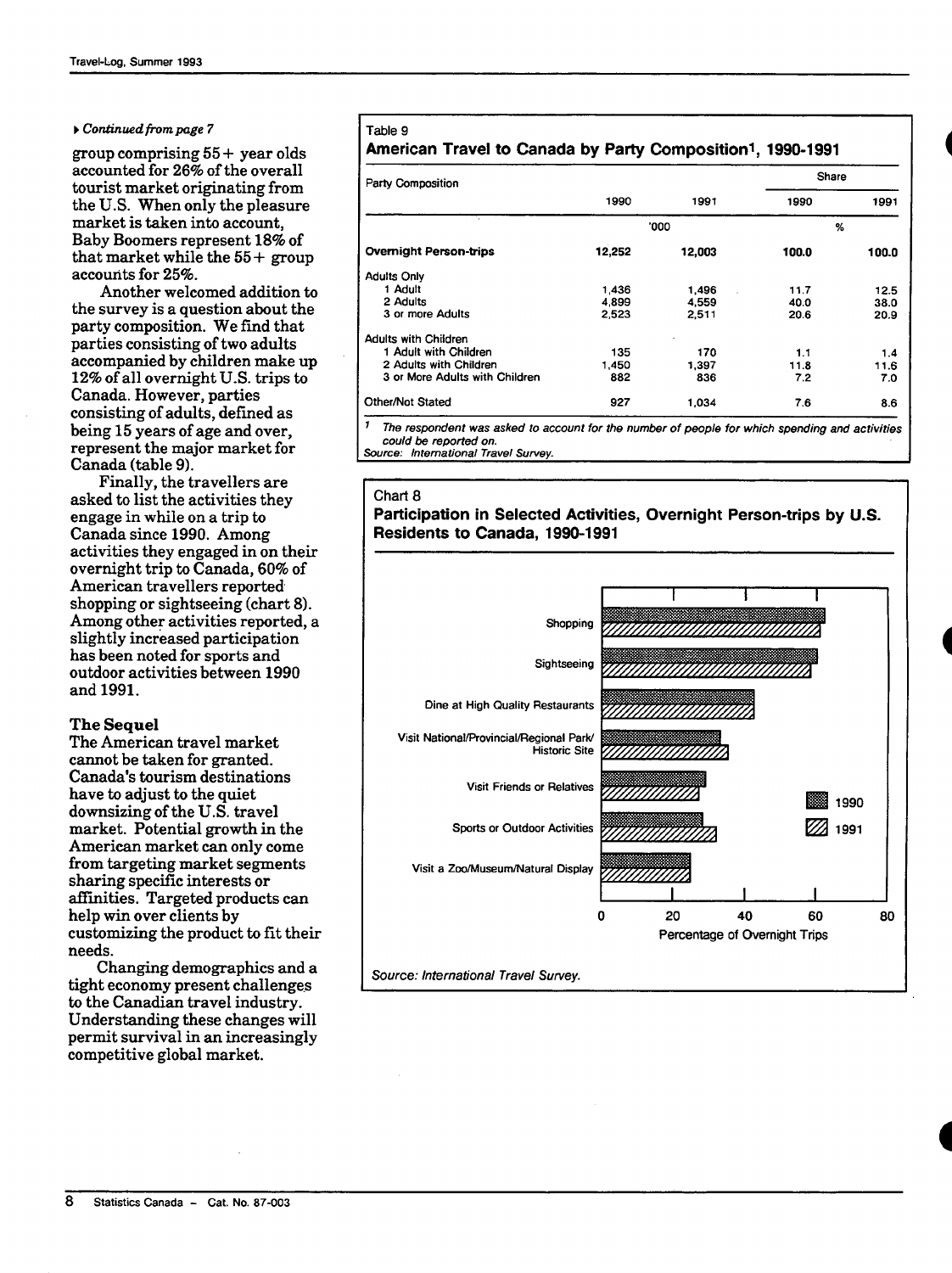▸ *Continued from page 7*

group comprising 55+ year olds accounted for 26% of the overall tourist market originating from the U.S. When only the pleasure market is taken into account, Baby Boomers represent 18% of that market while the 55+ group accounts for 25%.

Another welcomed addition to the survey is a question about the party composition. We find that parties consisting of two adults accompanied by children make up 12% of all overnight U.S. trips to Canada. However, parties consisting of adults, defined as being 15 years of age and over, represent the major market for Canada (table 9).

Finally, the travellers are asked to list the activities they engage in while on a trip to Canada since 1990. Among activities they engaged in on their overnight trip to Canada, 60% of American travellers reported shopping or sightseeing (chart 8). Among other activities reported, a slightly increased participation has been noted for sports and outdoor activities between 1990 and 1991.

### The Sequel

The American travel market cannot be taken for granted. Canada's tourism destinations have to adjust to the quiet downsizing of the U.S. travel market. Potential growth in the American market can only come from targeting market segments sharing specific interests or affinities. Targeted products can help win over clients by customizing the product to fit their needs.

Changing demographics and a tight economy present challenges to the Canadian travel industry. Understanding these changes will permit survival in an increasingly competitive global market.

Table 9

**American Travel to Canada by Party Composition[1], 1990-1991**

| Party Composition | 1990 | 1991 | Share 1990 | Share 1991 |
|---|---|---|---|---|
| | '000 | | % | |
| **Overnight Person-trips** | **12,252** | **12,003** | **100.0** | **100.0** |
| Adults Only | | | | |
| 1 Adult | 1,436 | 1,496 | 11.7 | 12.5 |
| 2 Adults | 4,899 | 4,559 | 40.0 | 38.0 |
| 3 or more Adults | 2,523 | 2,511 | 20.6 | 20.9 |
| Adults with Children | | | | |
| 1 Adult with Children | 135 | 170 | 1.1 | 1.4 |
| 2 Adults with Children | 1,450 | 1,397 | 11.8 | 11.6 |
| 3 or More Adults with Children | 882 | 836 | 7.2 | 7.0 |
| Other/Not Stated | 927 | 1,034 | 7.6 | 8.6 |

[1] The respondent was asked to account for the number of people for which spending and activities could be reported on.

*Source: International Travel Survey.*

Chart 8

**Participation in Selected Activities, Overnight Person-trips by U.S. Residents to Canada, 1990-1991**

Categories: Shopping; Sightseeing; Dine at High Quality Restaurants; Visit National/Provincial/Regional Park/Historic Site; Visit Friends or Relatives; Sports or Outdoor Activities; Visit a Zoo/Museum/Natural Display

Legend: 1990, 1991

Percentage of Overnight Trips (0–80)

*Source: International Travel Survey.*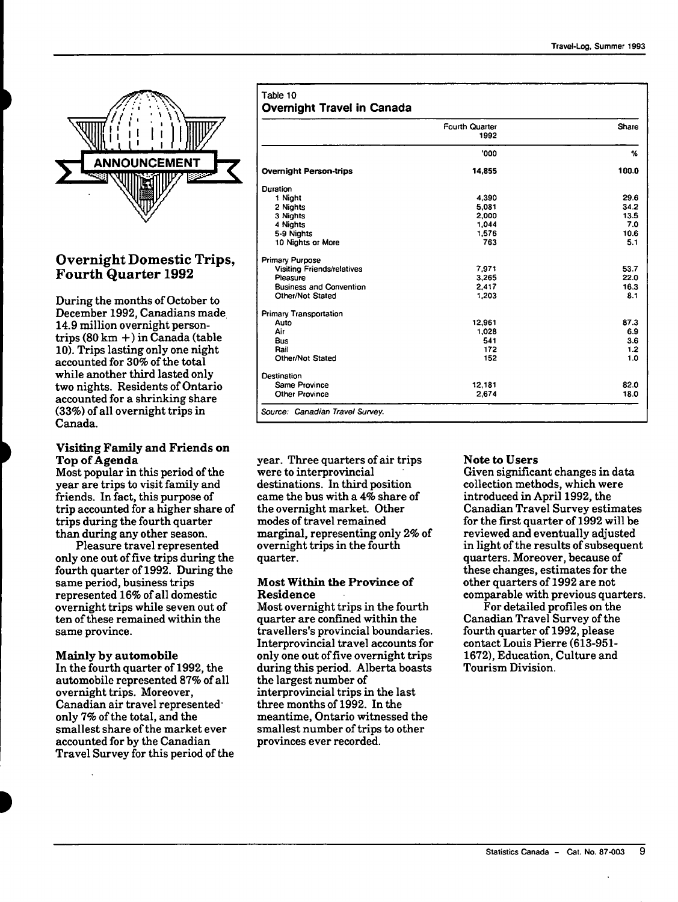ANNOUNCEMENT

## Overnight Domestic Trips, Fourth Quarter 1992

During the months of October to December 1992, Canadians made 14.9 million overnight person-trips (80 km +) in Canada (table 10). Trips lasting only one night accounted for 30% of the total while another third lasted only two nights. Residents of Ontario accounted for a shrinking share (33%) of all overnight trips in Canada.

**Table 10**
**Overnight Travel in Canada**

| | Fourth Quarter 1992 | Share |
|---|---|---|
| | '000 | % |
| **Overnight Person-trips** | 14,855 | 100.0 |
| Duration | | |
| 1 Night | 4,390 | 29.6 |
| 2 Nights | 5,081 | 34.2 |
| 3 Nights | 2,000 | 13.5 |
| 4 Nights | 1,044 | 7.0 |
| 5-9 Nights | 1,576 | 10.6 |
| 10 Nights or More | 763 | 5.1 |
| Primary Purpose | | |
| Visiting Friends/relatives | 7,971 | 53.7 |
| Pleasure | 3,265 | 22.0 |
| Business and Convention | 2,417 | 16.3 |
| Other/Not Stated | 1,203 | 8.1 |
| Primary Transportation | | |
| Auto | 12,961 | 87.3 |
| Air | 1,028 | 6.9 |
| Bus | 541 | 3.6 |
| Rail | 172 | 1.2 |
| Other/Not Stated | 152 | 1.0 |
| Destination | | |
| Same Province | 12,181 | 82.0 |
| Other Province | 2,674 | 18.0 |

*Source: Canadian Travel Survey.*

### Visiting Family and Friends on Top of Agenda

Most popular in this period of the year are trips to visit family and friends. In fact, this purpose of trip accounted for a higher share of trips during the fourth quarter than during any other season.

Pleasure travel represented only one out of five trips during the fourth quarter of 1992. During the same period, business trips represented 16% of all domestic overnight trips while seven out of ten of these remained within the same province.

### Mainly by automobile

In the fourth quarter of 1992, the automobile represented 87% of all overnight trips. Moreover, Canadian air travel represented only 7% of the total, and the smallest share of the market ever accounted for by the Canadian Travel Survey for this period of the year. Three quarters of air trips were to interprovincial destinations. In third position came the bus with a 4% share of the overnight market. Other modes of travel remained marginal, representing only 2% of overnight trips in the fourth quarter.

### Most Within the Province of Residence

Most overnight trips in the fourth quarter are confined within the travellers's provincial boundaries. Interprovincial travel accounts for only one out of five overnight trips during this period. Alberta boasts the largest number of interprovincial trips in the last three months of 1992. In the meantime, Ontario witnessed the smallest number of trips to other provinces ever recorded.

### Note to Users

Given significant changes in data collection methods, which were introduced in April 1992, the Canadian Travel Survey estimates for the first quarter of 1992 will be reviewed and eventually adjusted in light of the results of subsequent quarters. Moreover, because of these changes, estimates for the other quarters of 1992 are not comparable with previous quarters.

For detailed profiles on the Canadian Travel Survey of the fourth quarter of 1992, please contact Louis Pierre (613-951-1672), Education, Culture and Tourism Division.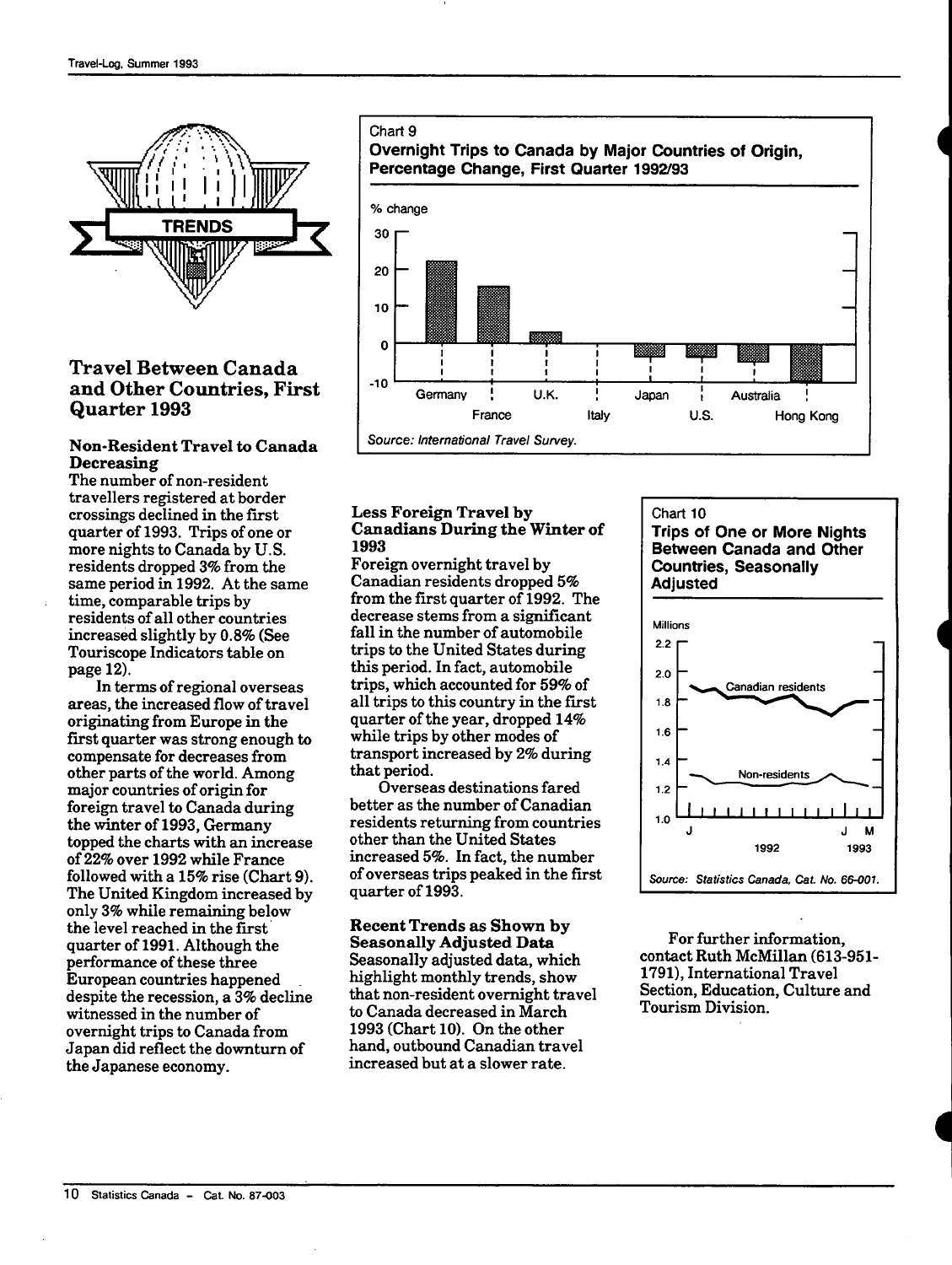## Travel Between Canada and Other Countries, First Quarter 1993

### Non-Resident Travel to Canada Decreasing

The number of non-resident travellers registered at border crossings declined in the first quarter of 1993. Trips of one or more nights to Canada by U.S. residents dropped 3% from the same period in 1992. At the same time, comparable trips by residents of all other countries increased slightly by 0.8% (See Touriscope Indicators table on page 12).

In terms of regional overseas areas, the increased flow of travel originating from Europe in the first quarter was strong enough to compensate for decreases from other parts of the world. Among major countries of origin for foreign travel to Canada during the winter of 1993, Germany topped the charts with an increase of 22% over 1992 while France followed with a 15% rise (Chart 9). The United Kingdom increased by only 3% while remaining below the level reached in the first quarter of 1991. Although the performance of these three European countries happened despite the recession, a 3% decline witnessed in the number of overnight trips to Canada from Japan did reflect the downturn of the Japanese economy.

Chart 9

**Overnight Trips to Canada by Major Countries of Origin, Percentage Change, First Quarter 1992/93**

% change

Germany, France, U.K., Italy, Japan, U.S., Australia, Hong Kong

*Source: International Travel Survey.*

### Less Foreign Travel by Canadians During the Winter of 1993

Foreign overnight travel by Canadian residents dropped 5% from the first quarter of 1992. The decrease stems from a significant fall in the number of automobile trips to the United States during this period. In fact, automobile trips, which accounted for 59% of all trips to this country in the first quarter of the year, dropped 14% while trips by other modes of transport increased by 2% during that period.

Overseas destinations fared better as the number of Canadian residents returning from countries other than the United States increased 5%. In fact, the number of overseas trips peaked in the first quarter of 1993.

### Recent Trends as Shown by Seasonally Adjusted Data

Seasonally adjusted data, which highlight monthly trends, show that non-resident overnight travel to Canada decreased in March 1993 (Chart 10). On the other hand, outbound Canadian travel increased but at a slower rate.

Chart 10

**Trips of One or More Nights Between Canada and Other Countries, Seasonally Adjusted**

Millions

Canadian residents; Non-residents

J 1992 — J M 1993

*Source: Statistics Canada, Cat. No. 66-001.*

For further information, contact Ruth McMillan (613-951-1791), International Travel Section, Education, Culture and Tourism Division.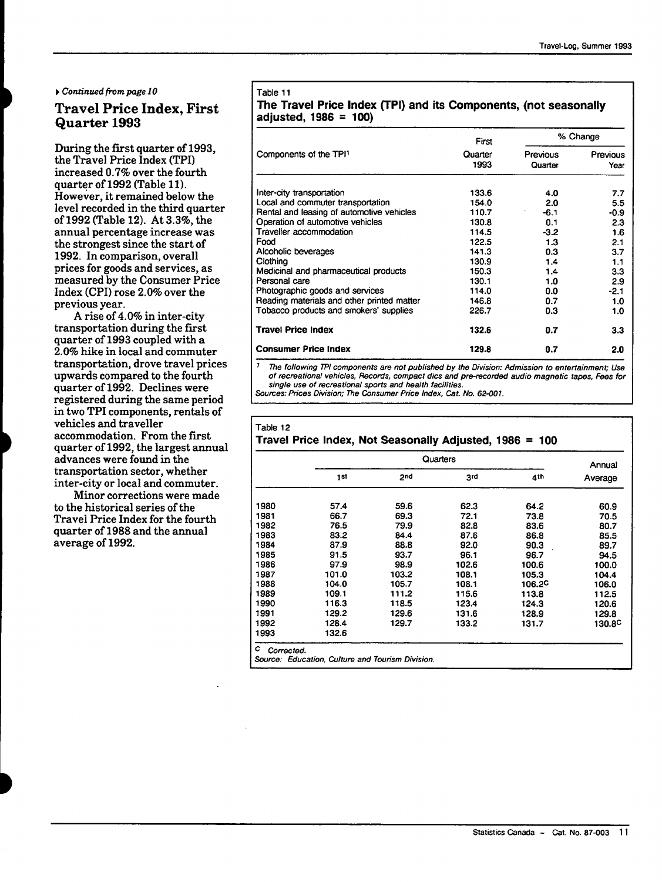▸ *Continued from page 10*

## Travel Price Index, First Quarter 1993

During the first quarter of 1993, the Travel Price Index (TPI) increased 0.7% over the fourth quarter of 1992 (Table 11). However, it remained below the level recorded in the third quarter of 1992 (Table 12). At 3.3%, the annual percentage increase was the strongest since the start of 1992. In comparison, overall prices for goods and services, as measured by the Consumer Price Index (CPI) rose 2.0% over the previous year.

A rise of 4.0% in inter-city transportation during the first quarter of 1993 coupled with a 2.0% hike in local and commuter transportation, drove travel prices upwards compared to the fourth quarter of 1992. Declines were registered during the same period in two TPI components, rentals of vehicles and traveller accommodation. From the first quarter of 1992, the largest annual advances were found in the transportation sector, whether inter-city or local and commuter.

Minor corrections were made to the historical series of the Travel Price Index for the fourth quarter of 1988 and the annual average of 1992.

Table 11

**The Travel Price Index (TPI) and its Components, (not seasonally adjusted, 1986 = 100)**

| Components of the TPI[1] | First Quarter 1993 | % Change | |
|---|---|---|---|
| | | Previous Quarter | Previous Year |
| Inter-city transportation | 133.6 | 4.0 | 7.7 |
| Local and commuter transportation | 154.0 | 2.0 | 5.5 |
| Rental and leasing of automotive vehicles | 110.7 | -6.1 | -0.9 |
| Operation of automotive vehicles | 130.8 | 0.1 | 2.3 |
| Traveller accommodation | 114.5 | -3.2 | 1.6 |
| Food | 122.5 | 1.3 | 2.1 |
| Alcoholic beverages | 141.3 | 0.3 | 3.7 |
| Clothing | 130.9 | 1.4 | 1.1 |
| Medicinal and pharmaceutical products | 150.3 | 1.4 | 3.3 |
| Personal care | 130.1 | 1.0 | 2.9 |
| Photographic goods and services | 114.0 | 0.0 | -2.1 |
| Reading materials and other printed matter | 146.8 | 0.7 | 1.0 |
| Tobacco products and smokers' supplies | 226.7 | 0.3 | 1.0 |
| **Travel Price Index** | **132.6** | **0.7** | **3.3** |
| **Consumer Price Index** | **129.8** | **0.7** | **2.0** |

[1] *The following TPI components are not published by the Division: Admission to entertainment; Use of recreational vehicles, Records, compact dics and pre-recorded audio magnetic tapes, Fees for single use of recreational sports and health facilities.*

*Sources: Prices Division; The Consumer Price Index, Cat. No. 62-001.*

Table 12

**Travel Price Index, Not Seasonally Adjusted, 1986 = 100**

| | Quarters | | | | Annual Average |
|---|---|---|---|---|---|
| | 1st | 2nd | 3rd | 4th | |
| 1980 | 57.4 | 59.6 | 62.3 | 64.2 | 60.9 |
| 1981 | 66.7 | 69.3 | 72.1 | 73.8 | 70.5 |
| 1982 | 76.5 | 79.9 | 82.8 | 83.6 | 80.7 |
| 1983 | 83.2 | 84.4 | 87.6 | 86.8 | 85.5 |
| 1984 | 87.9 | 88.8 | 92.0 | 90.3 | 89.7 |
| 1985 | 91.5 | 93.7 | 96.1 | 96.7 | 94.5 |
| 1986 | 97.9 | 98.9 | 102.6 | 100.6 | 100.0 |
| 1987 | 101.0 | 103.2 | 108.1 | 105.3 | 104.4 |
| 1988 | 104.0 | 105.7 | 108.1 | 106.2[C] | 106.0 |
| 1989 | 109.1 | 111.2 | 115.6 | 113.8 | 112.5 |
| 1990 | 116.3 | 118.5 | 123.4 | 124.3 | 120.6 |
| 1991 | 129.2 | 129.6 | 131.6 | 128.9 | 129.8 |
| 1992 | 128.4 | 129.7 | 133.2 | 131.7 | 130.8[C] |
| 1993 | 132.6 | | | | |

[C] *Corrected.*

*Source: Education, Culture and Tourism Division.*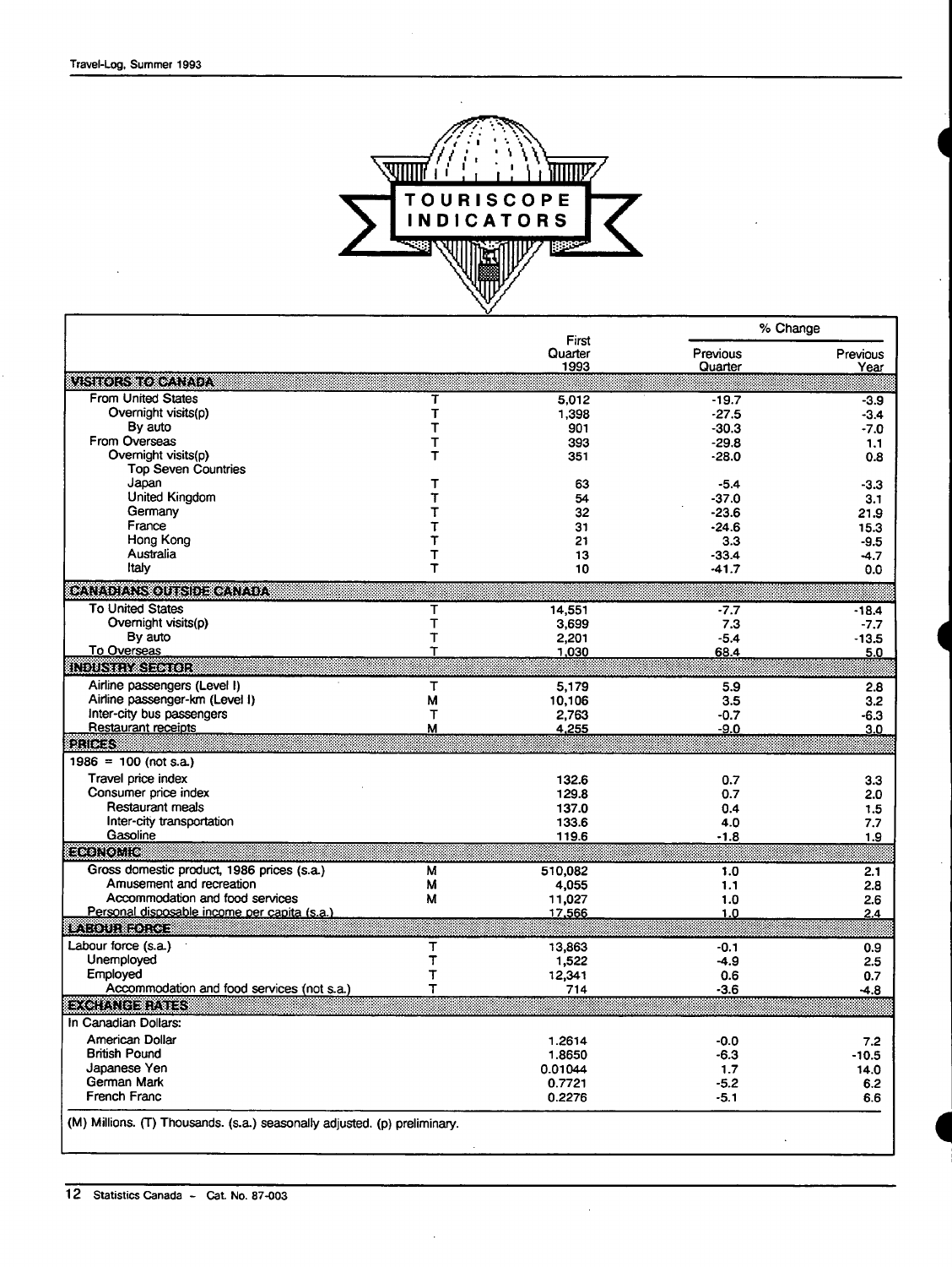# TOURISCOPE INDICATORS

| | | First Quarter 1993 | % Change Previous Quarter | % Change Previous Year |
|---|---|---|---|---|
| **VISITORS TO CANADA** | | | | |
| From United States | T | 5,012 | -19.7 | -3.9 |
| Overnight visits(p) | T | 1,398 | -27.5 | -3.4 |
| By auto | T | 901 | -30.3 | -7.0 |
| From Overseas | T | 393 | -29.8 | 1.1 |
| Overnight visits(p) | T | 351 | -28.0 | 0.8 |
| Top Seven Countries | | | | |
| Japan | T | 63 | -5.4 | -3.3 |
| United Kingdom | T | 54 | -37.0 | 3.1 |
| Germany | T | 32 | -23.6 | 21.9 |
| France | T | 31 | -24.6 | 15.3 |
| Hong Kong | T | 21 | 3.3 | -9.5 |
| Australia | T | 13 | -33.4 | -4.7 |
| Italy | T | 10 | -41.7 | 0.0 |
| **CANADIANS OUTSIDE CANADA** | | | | |
| To United States | T | 14,551 | -7.7 | -18.4 |
| Overnight visits(p) | T | 3,699 | 7.3 | -7.7 |
| By auto | T | 2,201 | -5.4 | -13.5 |
| To Overseas | T | 1,030 | 68.4 | 5.0 |
| **INDUSTRY SECTOR** | | | | |
| Airline passengers (Level I) | T | 5,179 | 5.9 | 2.8 |
| Airline passenger-km (Level I) | M | 10,106 | 3.5 | 3.2 |
| Inter-city bus passengers | T | 2,763 | -0.7 | -6.3 |
| Restaurant receipts | M | 4,255 | -9.0 | 3.0 |
| **PRICES** | | | | |
| 1986 = 100 (not s.a.) | | | | |
| Travel price index | | 132.6 | 0.7 | 3.3 |
| Consumer price index | | 129.8 | 0.7 | 2.0 |
| Restaurant meals | | 137.0 | 0.4 | 1.5 |
| Inter-city transportation | | 133.6 | 4.0 | 7.7 |
| Gasoline | | 119.6 | -1.8 | 1.9 |
| **ECONOMIC** | | | | |
| Gross domestic product, 1986 prices (s.a.) | M | 510,082 | 1.0 | 2.1 |
| Amusement and recreation | M | 4,055 | 1.1 | 2.8 |
| Accommodation and food services | M | 11,027 | 1.0 | 2.6 |
| Personal disposable income per capita (s.a.) | | 17,566 | 1.0 | 2.4 |
| **LABOUR FORCE** | | | | |
| Labour force (s.a.) | T | 13,863 | -0.1 | 0.9 |
| Unemployed | T | 1,522 | -4.9 | 2.5 |
| Employed | T | 12,341 | 0.6 | 0.7 |
| Accommodation and food services (not s.a.) | T | 714 | -3.6 | -4.8 |
| **EXCHANGE RATES** | | | | |
| In Canadian Dollars: | | | | |
| American Dollar | | 1.2614 | -0.0 | 7.2 |
| British Pound | | 1.8650 | -6.3 | -10.5 |
| Japanese Yen | | 0.01044 | 1.7 | 14.0 |
| German Mark | | 0.7721 | -5.2 | 6.2 |
| French Franc | | 0.2276 | -5.1 | 6.6 |

(M) Millions. (T) Thousands. (s.a.) seasonally adjusted. (p) preliminary.